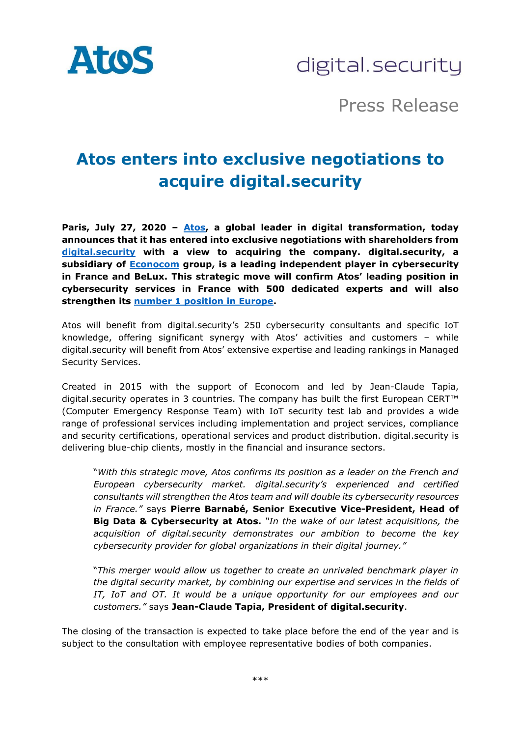Atos

digital.security

Press Release

# Atos enters into exclusive negotiations to acquire digital.security

**Paris, July 27, 2020 – Atos, a global leader in digital transformation, today announces that it has entered into exclusive negotiations with shareholders from digital.security with a view to acquiring the company. digital.security, a subsidiary of Econocom group, is a leading independent player in cybersecurity in France and BeLux. This strategic move will confirm Atos' leading position in cybersecurity services in France with 500 dedicated experts and will also strengthen its number 1 position in Europe.**

Atos will benefit from digital.security's 250 cybersecurity consultants and specific IoT knowledge, offering significant synergy with Atos' activities and customers – while digital.security will benefit from Atos' extensive expertise and leading rankings in Managed Security Services.

Created in 2015 with the support of Econocom and led by Jean-Claude Tapia, digital.security operates in 3 countries. The company has built the first European CERT™ (Computer Emergency Response Team) with IoT security test lab and provides a wide range of professional services including implementation and project services, compliance and security certifications, operational services and product distribution. digital.security is delivering blue-chip clients, mostly in the financial and insurance sectors.

> "*With this strategic move, Atos confirms its position as a leader on the French and European cybersecurity market. digital.security's experienced and certified consultants will strengthen the Atos team and will double its cybersecurity resources in France.*" says **Pierre Barnabé, Senior Executive Vice-President, Head of Big Data & Cybersecurity at Atos.** "*In the wake of our latest acquisitions, the acquisition of digital.security demonstrates our ambition to become the key cybersecurity provider for global organizations in their digital journey.*"

> "*This merger would allow us together to create an unrivaled benchmark player in the digital security market, by combining our expertise and services in the fields of IT, IoT and OT. It would be a unique opportunity for our employees and our customers.*" says **Jean-Claude Tapia, President of digital.security**.

The closing of the transaction is expected to take place before the end of the year and is subject to the consultation with employee representative bodies of both companies.

\*\*\*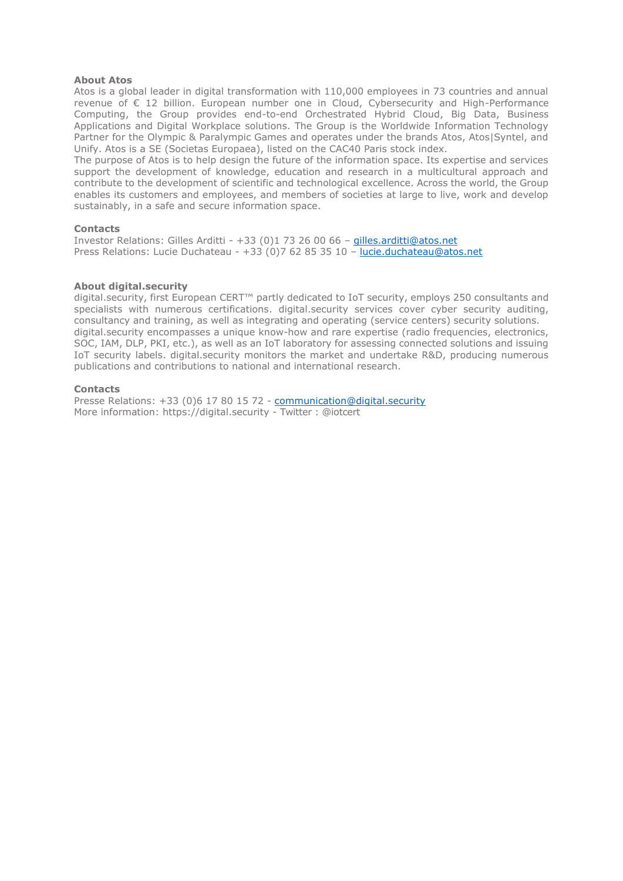**About Atos**

Atos is a global leader in digital transformation with 110,000 employees in 73 countries and annual revenue of € 12 billion. European number one in Cloud, Cybersecurity and High-Performance Computing, the Group provides end-to-end Orchestrated Hybrid Cloud, Big Data, Business Applications and Digital Workplace solutions. The Group is the Worldwide Information Technology Partner for the Olympic & Paralympic Games and operates under the brands Atos, Atos|Syntel, and Unify. Atos is a SE (Societas Europaea), listed on the CAC40 Paris stock index.

The purpose of Atos is to help design the future of the information space. Its expertise and services support the development of knowledge, education and research in a multicultural approach and contribute to the development of scientific and technological excellence. Across the world, the Group enables its customers and employees, and members of societies at large to live, work and develop sustainably, in a safe and secure information space.

**Contacts**

Investor Relations: Gilles Arditti - +33 (0)1 73 26 00 66 – gilles.arditti@atos.net
Press Relations: Lucie Duchateau - +33 (0)7 62 85 35 10 – lucie.duchateau@atos.net

**About digital.security**

digital.security, first European CERT™ partly dedicated to IoT security, employs 250 consultants and specialists with numerous certifications. digital.security services cover cyber security auditing, consultancy and training, as well as integrating and operating (service centers) security solutions.

digital.security encompasses a unique know-how and rare expertise (radio frequencies, electronics, SOC, IAM, DLP, PKI, etc.), as well as an IoT laboratory for assessing connected solutions and issuing IoT security labels. digital.security monitors the market and undertake R&D, producing numerous publications and contributions to national and international research.

**Contacts**

Presse Relations: +33 (0)6 17 80 15 72 - communication@digital.security
More information: https://digital.security - Twitter : @iotcert